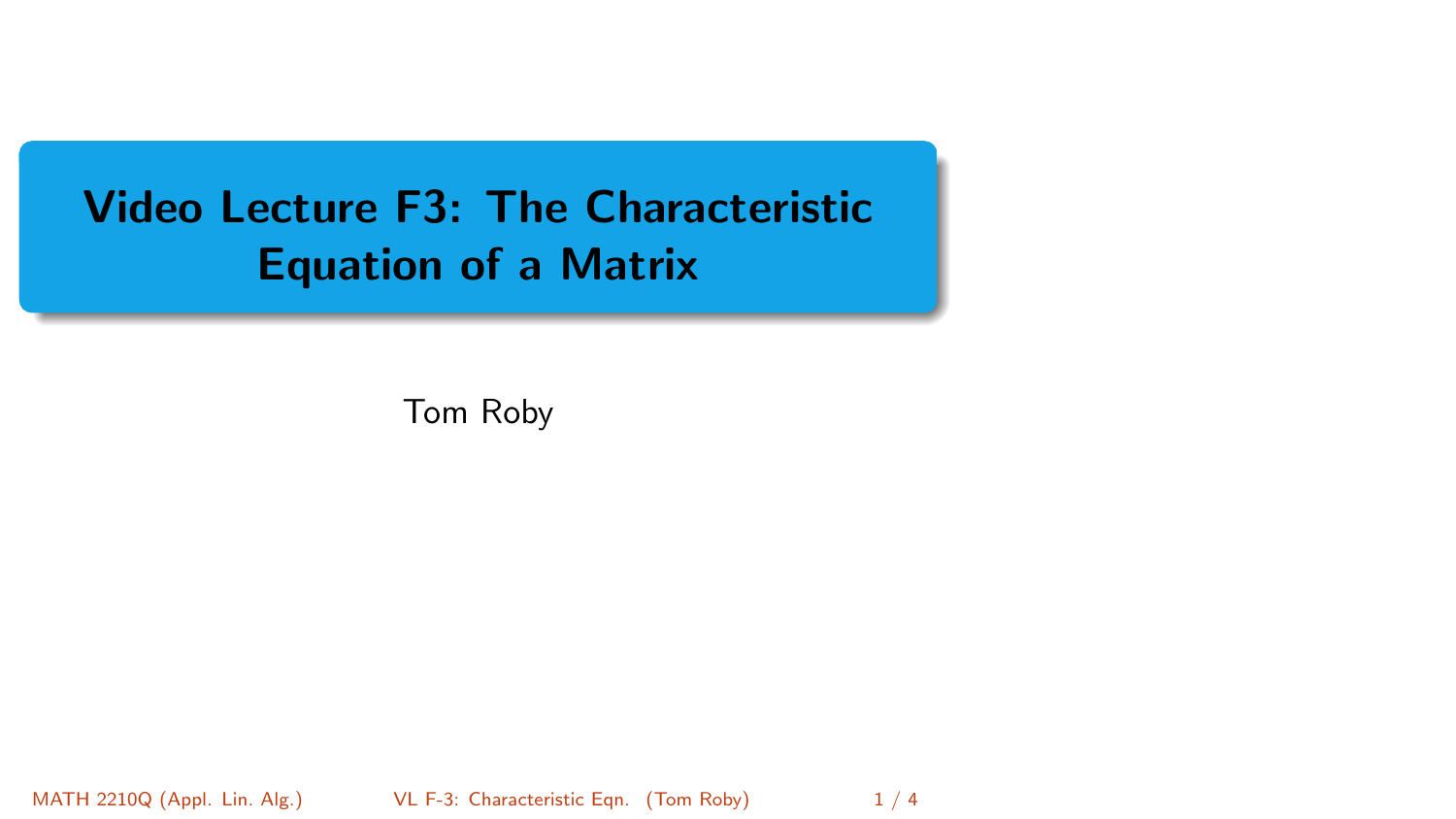# Video Lecture F3: The Characteristic Equation of a Matrix

Tom Roby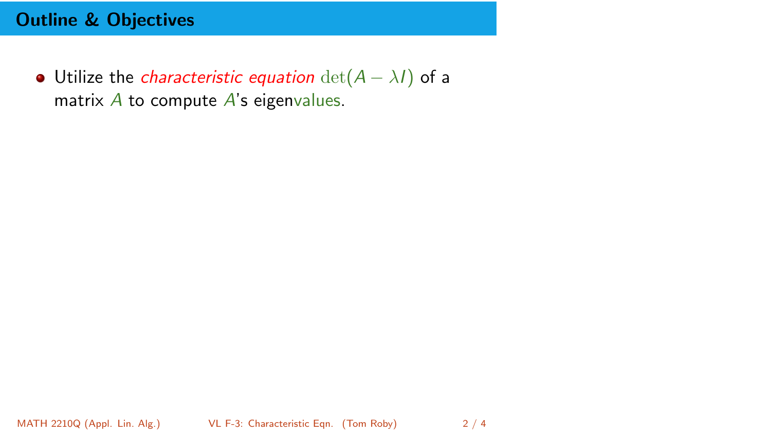## Outline & Objectives

- Utilize the *characteristic equation* $\det(A - \lambda I)$ of a matrix $A$ to compute $A$'s eigenvalues.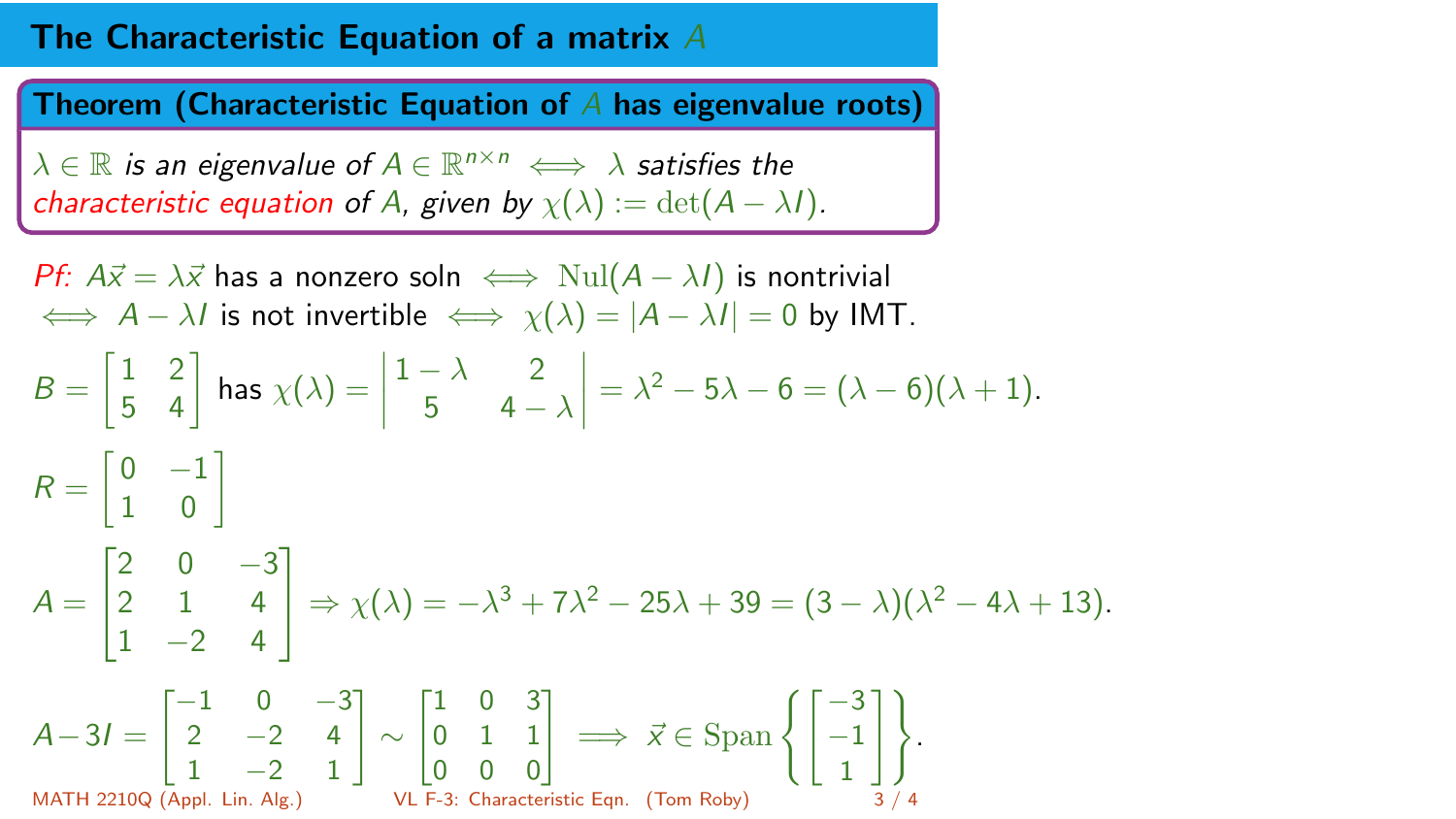# The Characteristic Equation of a matrix $A$

**Theorem (Characteristic Equation of $A$ has eigenvalue roots)**

*$\lambda \in \mathbb{R}$ is an eigenvalue of $A \in \mathbb{R}^{n\times n}$ $\iff$ $\lambda$ satisfies the characteristic equation of $A$, given by $\chi(\lambda) := \det(A - \lambda I)$.*

*Pf:* $A\vec{x} = \lambda\vec{x}$ has a nonzero soln $\iff$ $\mathrm{Nul}(A - \lambda I)$ is nontrivial $\iff$ $A - \lambda I$ is not invertible $\iff$ $\chi(\lambda) = |A - \lambda I| = 0$ by IMT.

$B = \begin{bmatrix} 1 & 2 \\ 5 & 4 \end{bmatrix}$ has $\chi(\lambda) = \begin{vmatrix} 1-\lambda & 2 \\ 5 & 4-\lambda \end{vmatrix} = \lambda^2 - 5\lambda - 6 = (\lambda - 6)(\lambda + 1)$.

$R = \begin{bmatrix} 0 & -1 \\ 1 & 0 \end{bmatrix}$

$A = \begin{bmatrix} 2 & 0 & -3 \\ 2 & 1 & 4 \\ 1 & -2 & 4 \end{bmatrix} \Rightarrow \chi(\lambda) = -\lambda^3 + 7\lambda^2 - 25\lambda + 39 = (3 - \lambda)(\lambda^2 - 4\lambda + 13)$.

$A - 3I = \begin{bmatrix} -1 & 0 & -3 \\ 2 & -2 & 4 \\ 1 & -2 & 1 \end{bmatrix} \sim \begin{bmatrix} 1 & 0 & 3 \\ 0 & 1 & 1 \\ 0 & 0 & 0 \end{bmatrix} \implies \vec{x} \in \mathrm{Span}\left\{ \begin{bmatrix} -3 \\ -1 \\ 1 \end{bmatrix} \right\}$.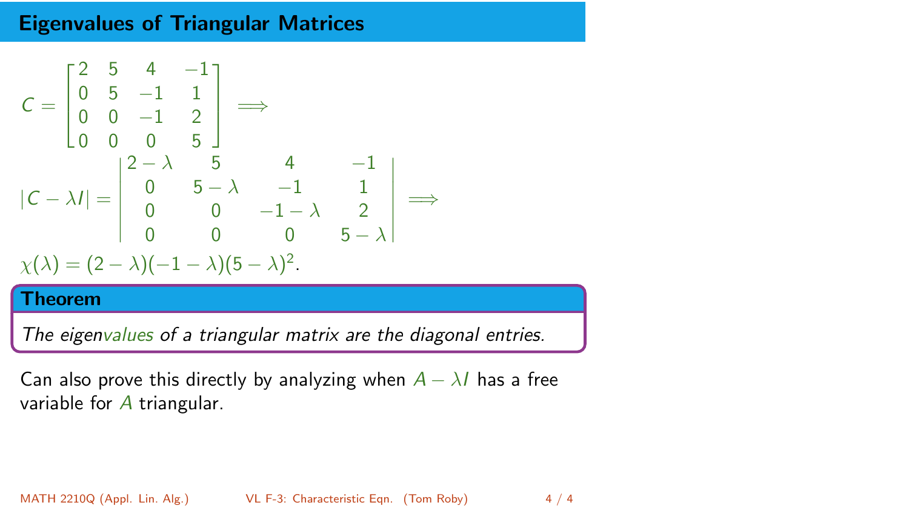# Eigenvalues of Triangular Matrices

$$C = \begin{bmatrix} 2 & 5 & 4 & -1 \\ 0 & 5 & -1 & 1 \\ 0 & 0 & -1 & 2 \\ 0 & 0 & 0 & 5 \end{bmatrix} \implies$$

$$|C - \lambda I| = \begin{vmatrix} 2-\lambda & 5 & 4 & -1 \\ 0 & 5-\lambda & -1 & 1 \\ 0 & 0 & -1-\lambda & 2 \\ 0 & 0 & 0 & 5-\lambda \end{vmatrix} \implies$$

$\chi(\lambda) = (2-\lambda)(-1-\lambda)(5-\lambda)^2.$

**Theorem**

*The eigenvalues of a triangular matrix are the diagonal entries.*

Can also prove this directly by analyzing when $A - \lambda I$ has a free variable for $A$ triangular.